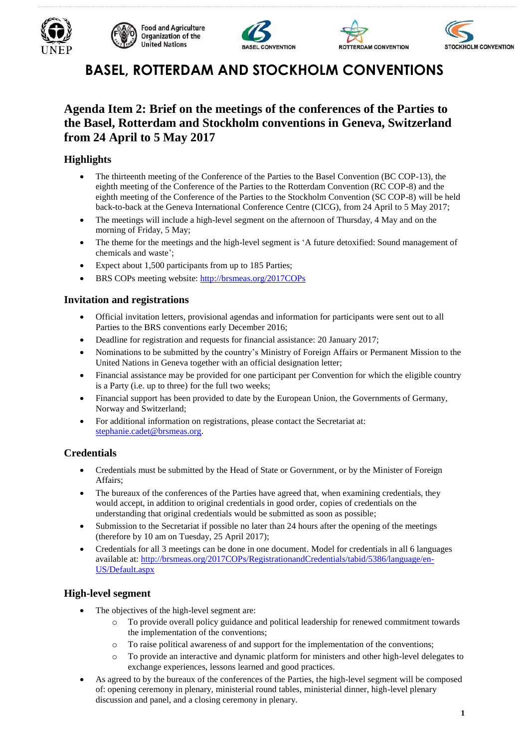# BASEL, ROTTERDAM AND STOCKHOLM CONVENTIONS

## Agenda Item 2: Brief on the meetings of the conferences of the Parties to the Basel, Rotterdam and Stockholm conventions in Geneva, Switzerland from 24 April to 5 May 2017

### Highlights

- The thirteenth meeting of the Conference of the Parties to the Basel Convention (BC COP-13), the eighth meeting of the Conference of the Parties to the Rotterdam Convention (RC COP-8) and the eighth meeting of the Conference of the Parties to the Stockholm Convention (SC COP-8) will be held back-to-back at the Geneva International Conference Centre (CICG), from 24 April to 5 May 2017;
- The meetings will include a high-level segment on the afternoon of Thursday, 4 May and on the morning of Friday, 5 May;
- The theme for the meetings and the high-level segment is 'A future detoxified: Sound management of chemicals and waste';
- Expect about 1,500 participants from up to 185 Parties;
- BRS COPs meeting website: http://brsmeas.org/2017COPs

### Invitation and registrations

- Official invitation letters, provisional agendas and information for participants were sent out to all Parties to the BRS conventions early December 2016;
- Deadline for registration and requests for financial assistance: 20 January 2017;
- Nominations to be submitted by the country's Ministry of Foreign Affairs or Permanent Mission to the United Nations in Geneva together with an official designation letter;
- Financial assistance may be provided for one participant per Convention for which the eligible country is a Party (i.e. up to three) for the full two weeks;
- Financial support has been provided to date by the European Union, the Governments of Germany, Norway and Switzerland;
- For additional information on registrations, please contact the Secretariat at: stephanie.cadet@brsmeas.org.

### Credentials

- Credentials must be submitted by the Head of State or Government, or by the Minister of Foreign Affairs;
- The bureaux of the conferences of the Parties have agreed that, when examining credentials, they would accept, in addition to original credentials in good order, copies of credentials on the understanding that original credentials would be submitted as soon as possible;
- Submission to the Secretariat if possible no later than 24 hours after the opening of the meetings (therefore by 10 am on Tuesday, 25 April 2017);
- Credentials for all 3 meetings can be done in one document. Model for credentials in all 6 languages available at: http://brsmeas.org/2017COPs/RegistrationandCredentials/tabid/5386/language/en-US/Default.aspx

### High-level segment

- The objectives of the high-level segment are:
  - To provide overall policy guidance and political leadership for renewed commitment towards the implementation of the conventions;
  - To raise political awareness of and support for the implementation of the conventions;
  - To provide an interactive and dynamic platform for ministers and other high-level delegates to exchange experiences, lessons learned and good practices.
- As agreed to by the bureaux of the conferences of the Parties, the high-level segment will be composed of: opening ceremony in plenary, ministerial round tables, ministerial dinner, high-level plenary discussion and panel, and a closing ceremony in plenary.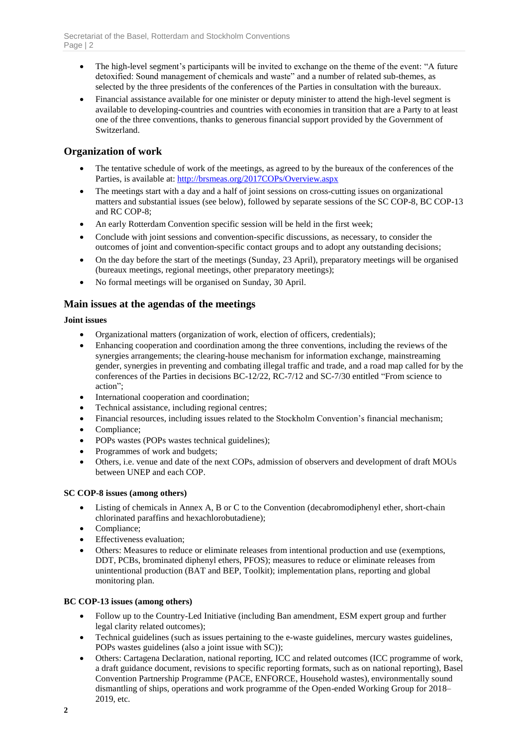- The high-level segment's participants will be invited to exchange on the theme of the event: "A future detoxified: Sound management of chemicals and waste" and a number of related sub-themes, as selected by the three presidents of the conferences of the Parties in consultation with the bureaux.
- Financial assistance available for one minister or deputy minister to attend the high-level segment is available to developing-countries and countries with economies in transition that are a Party to at least one of the three conventions, thanks to generous financial support provided by the Government of Switzerland.

## Organization of work

- The tentative schedule of work of the meetings, as agreed to by the bureaux of the conferences of the Parties, is available at: http://brsmeas.org/2017COPs/Overview.aspx
- The meetings start with a day and a half of joint sessions on cross-cutting issues on organizational matters and substantial issues (see below), followed by separate sessions of the SC COP-8, BC COP-13 and RC COP-8;
- An early Rotterdam Convention specific session will be held in the first week;
- Conclude with joint sessions and convention-specific discussions, as necessary, to consider the outcomes of joint and convention-specific contact groups and to adopt any outstanding decisions;
- On the day before the start of the meetings (Sunday, 23 April), preparatory meetings will be organised (bureaux meetings, regional meetings, other preparatory meetings);
- No formal meetings will be organised on Sunday, 30 April.

## Main issues at the agendas of the meetings

**Joint issues**

- Organizational matters (organization of work, election of officers, credentials);
- Enhancing cooperation and coordination among the three conventions, including the reviews of the synergies arrangements; the clearing-house mechanism for information exchange, mainstreaming gender, synergies in preventing and combating illegal traffic and trade, and a road map called for by the conferences of the Parties in decisions BC-12/22, RC-7/12 and SC-7/30 entitled "From science to action";
- International cooperation and coordination;
- Technical assistance, including regional centres;
- Financial resources, including issues related to the Stockholm Convention's financial mechanism;
- Compliance;
- POPs wastes (POPs wastes technical guidelines);
- Programmes of work and budgets;
- Others, i.e. venue and date of the next COPs, admission of observers and development of draft MOUs between UNEP and each COP.

**SC COP-8 issues (among others)**

- Listing of chemicals in Annex A, B or C to the Convention (decabromodiphenyl ether, short-chain chlorinated paraffins and hexachlorobutadiene);
- Compliance;
- Effectiveness evaluation;
- Others: Measures to reduce or eliminate releases from intentional production and use (exemptions, DDT, PCBs, brominated diphenyl ethers, PFOS); measures to reduce or eliminate releases from unintentional production (BAT and BEP, Toolkit); implementation plans, reporting and global monitoring plan.

**BC COP-13 issues (among others)**

- Follow up to the Country-Led Initiative (including Ban amendment, ESM expert group and further legal clarity related outcomes);
- Technical guidelines (such as issues pertaining to the e-waste guidelines, mercury wastes guidelines, POPs wastes guidelines (also a joint issue with SC));
- Others: Cartagena Declaration, national reporting, ICC and related outcomes (ICC programme of work, a draft guidance document, revisions to specific reporting formats, such as on national reporting), Basel Convention Partnership Programme (PACE, ENFORCE, Household wastes), environmentally sound dismantling of ships, operations and work programme of the Open-ended Working Group for 2018–2019, etc.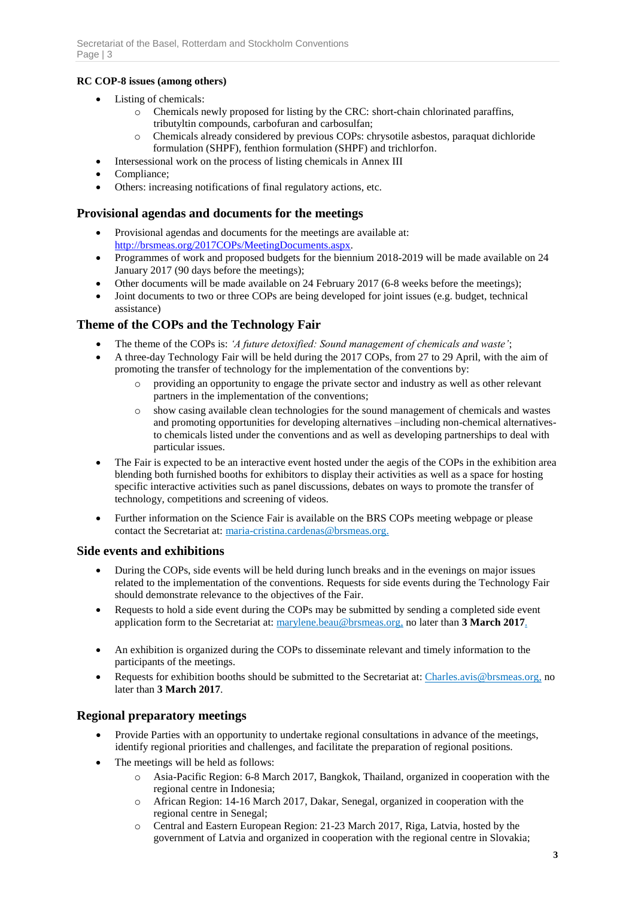**RC COP-8 issues (among others)**

- Listing of chemicals:
  - Chemicals newly proposed for listing by the CRC: short-chain chlorinated paraffins, tributyltin compounds, carbofuran and carbosulfan;
  - Chemicals already considered by previous COPs: chrysotile asbestos, paraquat dichloride formulation (SHPF), fenthion formulation (SHPF) and trichlorfon.
- Intersessional work on the process of listing chemicals in Annex III
- Compliance;
- Others: increasing notifications of final regulatory actions, etc.

## Provisional agendas and documents for the meetings

- Provisional agendas and documents for the meetings are available at: http://brsmeas.org/2017COPs/MeetingDocuments.aspx.
- Programmes of work and proposed budgets for the biennium 2018-2019 will be made available on 24 January 2017 (90 days before the meetings);
- Other documents will be made available on 24 February 2017 (6-8 weeks before the meetings);
- Joint documents to two or three COPs are being developed for joint issues (e.g. budget, technical assistance)

## Theme of the COPs and the Technology Fair

- The theme of the COPs is: *'A future detoxified: Sound management of chemicals and waste'*;
- A three-day Technology Fair will be held during the 2017 COPs, from 27 to 29 April, with the aim of promoting the transfer of technology for the implementation of the conventions by:
  - providing an opportunity to engage the private sector and industry as well as other relevant partners in the implementation of the conventions;
  - show casing available clean technologies for the sound management of chemicals and wastes and promoting opportunities for developing alternatives –including non-chemical alternatives- to chemicals listed under the conventions and as well as developing partnerships to deal with particular issues.
- The Fair is expected to be an interactive event hosted under the aegis of the COPs in the exhibition area blending both furnished booths for exhibitors to display their activities as well as a space for hosting specific interactive activities such as panel discussions, debates on ways to promote the transfer of technology, competitions and screening of videos.
- Further information on the Science Fair is available on the BRS COPs meeting webpage or please contact the Secretariat at: maria-cristina.cardenas@brsmeas.org.

## Side events and exhibitions

- During the COPs, side events will be held during lunch breaks and in the evenings on major issues related to the implementation of the conventions. Requests for side events during the Technology Fair should demonstrate relevance to the objectives of the Fair.
- Requests to hold a side event during the COPs may be submitted by sending a completed side event application form to the Secretariat at: marylene.beau@brsmeas.org, no later than **3 March 2017**.
- An exhibition is organized during the COPs to disseminate relevant and timely information to the participants of the meetings.
- Requests for exhibition booths should be submitted to the Secretariat at: Charles.avis@brsmeas.org, no later than **3 March 2017**.

## Regional preparatory meetings

- Provide Parties with an opportunity to undertake regional consultations in advance of the meetings, identify regional priorities and challenges, and facilitate the preparation of regional positions.
- The meetings will be held as follows:
  - Asia-Pacific Region: 6-8 March 2017, Bangkok, Thailand, organized in cooperation with the regional centre in Indonesia;
  - African Region: 14-16 March 2017, Dakar, Senegal, organized in cooperation with the regional centre in Senegal;
  - Central and Eastern European Region: 21-23 March 2017, Riga, Latvia, hosted by the government of Latvia and organized in cooperation with the regional centre in Slovakia;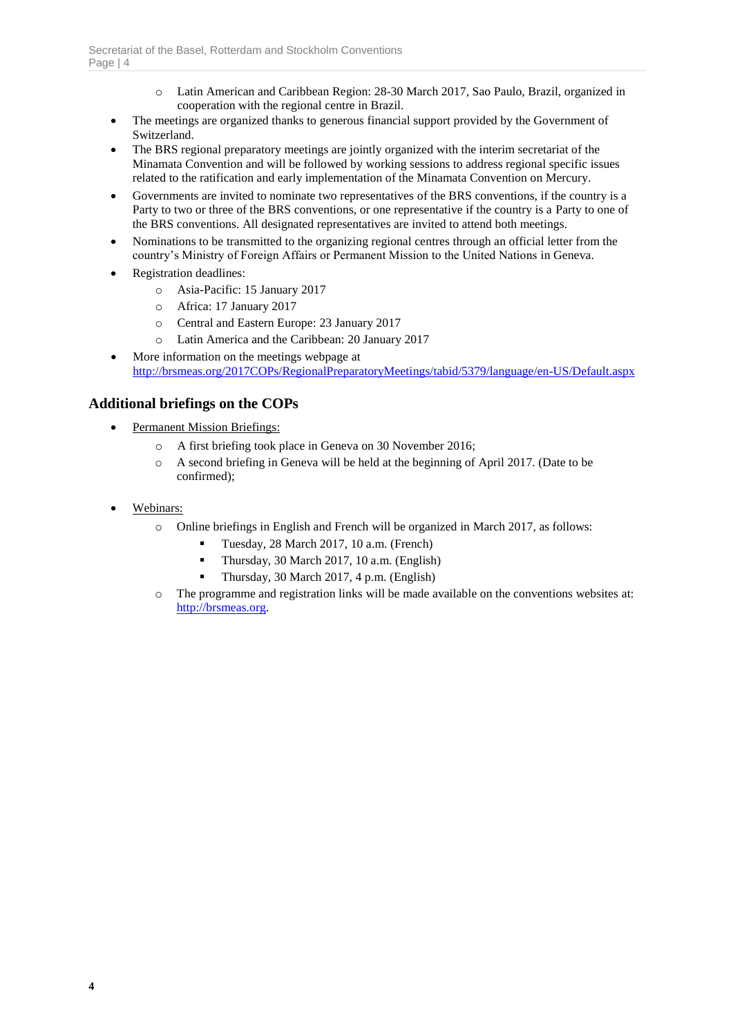- Latin American and Caribbean Region: 28-30 March 2017, Sao Paulo, Brazil, organized in cooperation with the regional centre in Brazil.
- The meetings are organized thanks to generous financial support provided by the Government of Switzerland.
- The BRS regional preparatory meetings are jointly organized with the interim secretariat of the Minamata Convention and will be followed by working sessions to address regional specific issues related to the ratification and early implementation of the Minamata Convention on Mercury.
- Governments are invited to nominate two representatives of the BRS conventions, if the country is a Party to two or three of the BRS conventions, or one representative if the country is a Party to one of the BRS conventions. All designated representatives are invited to attend both meetings.
- Nominations to be transmitted to the organizing regional centres through an official letter from the country's Ministry of Foreign Affairs or Permanent Mission to the United Nations in Geneva.
- Registration deadlines:
    - Asia-Pacific: 15 January 2017
    - Africa: 17 January 2017
    - Central and Eastern Europe: 23 January 2017
    - Latin America and the Caribbean: 20 January 2017
- More information on the meetings webpage at http://brsmeas.org/2017COPs/RegionalPreparatoryMeetings/tabid/5379/language/en-US/Default.aspx

## Additional briefings on the COPs

- Permanent Mission Briefings:
    - A first briefing took place in Geneva on 30 November 2016;
    - A second briefing in Geneva will be held at the beginning of April 2017. (Date to be confirmed);

- Webinars:
    - Online briefings in English and French will be organized in March 2017, as follows:
        - Tuesday, 28 March 2017, 10 a.m. (French)
        - Thursday, 30 March 2017, 10 a.m. (English)
        - Thursday, 30 March 2017, 4 p.m. (English)
    - The programme and registration links will be made available on the conventions websites at: http://brsmeas.org.